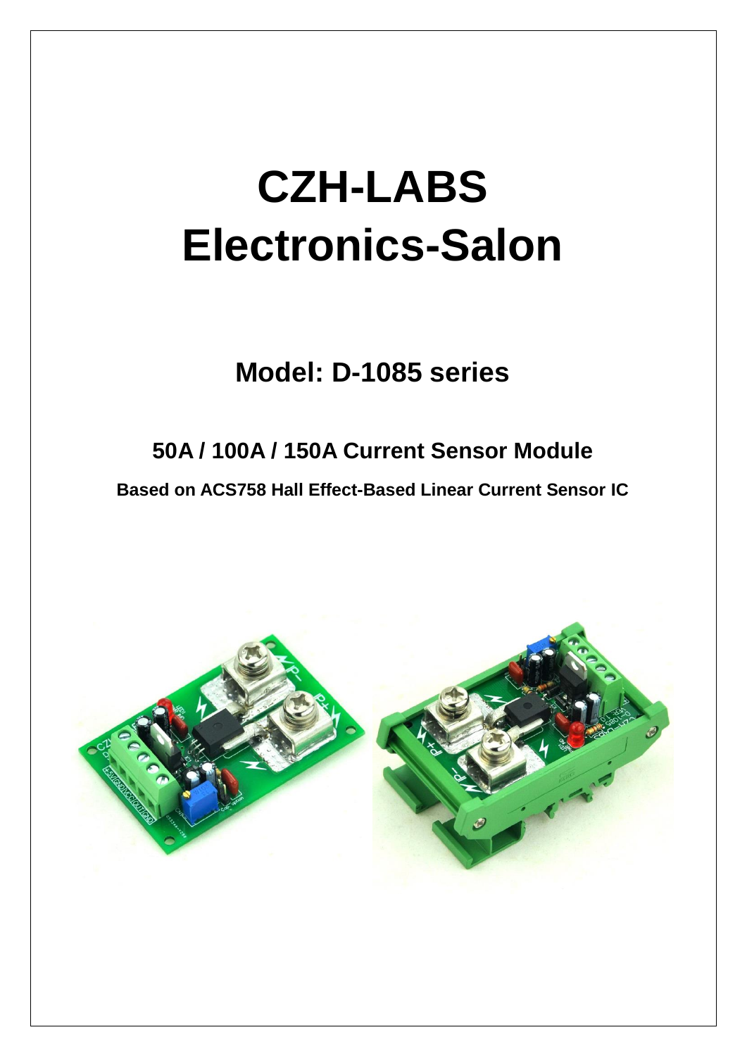# CZH-LABS
# Electronics-Salon

## Model: D-1085 series

## 50A / 100A / 150A Current Sensor Module

**Based on ACS758 Hall Effect-Based Linear Current Sensor IC**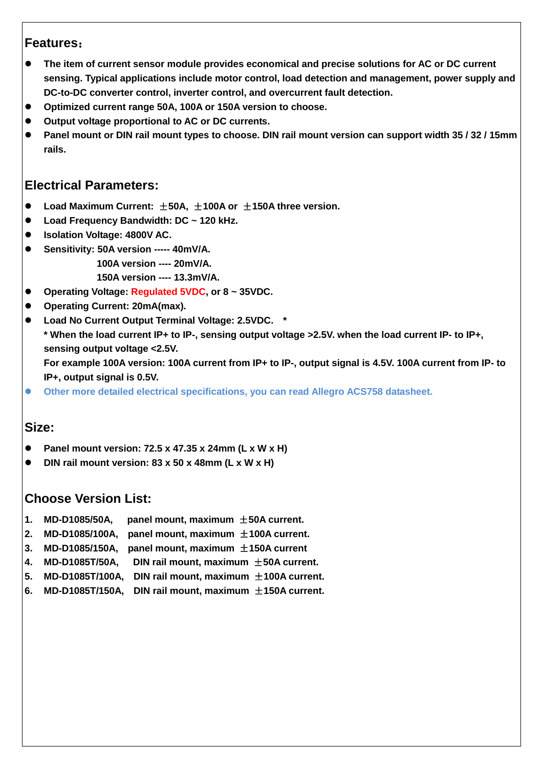## Features：

- **The item of current sensor module provides economical and precise solutions for AC or DC current sensing. Typical applications include motor control, load detection and management, power supply and DC-to-DC converter control, inverter control, and overcurrent fault detection.**
- **Optimized current range 50A, 100A or 150A version to choose.**
- **Output voltage proportional to AC or DC currents.**
- **Panel mount or DIN rail mount types to choose. DIN rail mount version can support width 35 / 32 / 15mm rails.**

## Electrical Parameters:

- **Load Maximum Current: ±50A, ±100A or ±150A three version.**
- **Load Frequency Bandwidth: DC ~ 120 kHz.**
- **Isolation Voltage: 4800V AC.**
- **Sensitivity: 50A version ----- 40mV/A.**
  **100A version ---- 20mV/A.**
  **150A version ---- 13.3mV/A.**
- **Operating Voltage: Regulated 5VDC, or 8 ~ 35VDC.**
- **Operating Current: 20mA(max).**
- **Load No Current Output Terminal Voltage: 2.5VDC. \***
  **\* When the load current IP+ to IP-, sensing output voltage >2.5V. when the load current IP- to IP+, sensing output voltage <2.5V.**
  **For example 100A version: 100A current from IP+ to IP-, output signal is 4.5V. 100A current from IP- to IP+, output signal is 0.5V.**
- **Other more detailed electrical specifications, you can read Allegro ACS758 datasheet.**

## Size:

- **Panel mount version: 72.5 x 47.35 x 24mm (L x W x H)**
- **DIN rail mount version: 83 x 50 x 48mm (L x W x H)**

## Choose Version List:

1. **MD-D1085/50A, panel mount, maximum ±50A current.**
2. **MD-D1085/100A, panel mount, maximum ±100A current.**
3. **MD-D1085/150A, panel mount, maximum ±150A current**
4. **MD-D1085T/50A, DIN rail mount, maximum ±50A current.**
5. **MD-D1085T/100A, DIN rail mount, maximum ±100A current.**
6. **MD-D1085T/150A, DIN rail mount, maximum ±150A current.**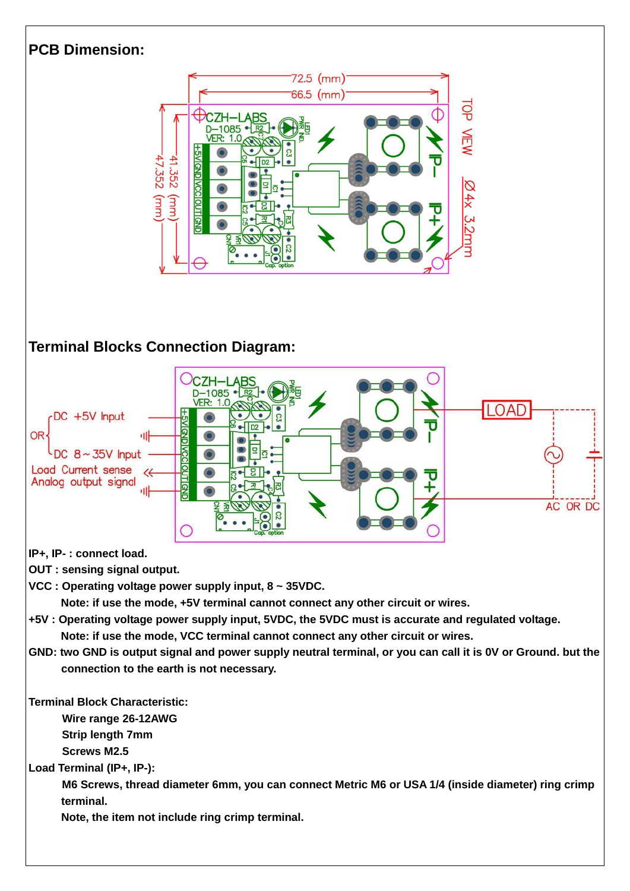## PCB Dimension:

## Terminal Blocks Connection Diagram:

IP+, IP- : connect load.
OUT : sensing signal output.
VCC : Operating voltage power supply input, 8 ~ 35VDC.
Note: if use the mode, +5V terminal cannot connect any other circuit or wires.
+5V : Operating voltage power supply input, 5VDC, the 5VDC must is accurate and regulated voltage.
Note: if use the mode, VCC terminal cannot connect any other circuit or wires.
GND: two GND is output signal and power supply neutral terminal, or you can call it is 0V or Ground. but the connection to the earth is not necessary.

Terminal Block Characteristic:

- Wire range 26-12AWG
- Strip length 7mm
- Screws M2.5

Load Terminal (IP+, IP-):

M6 Screws, thread diameter 6mm, you can connect Metric M6 or USA 1/4 (inside diameter) ring crimp terminal.

Note, the item not include ring crimp terminal.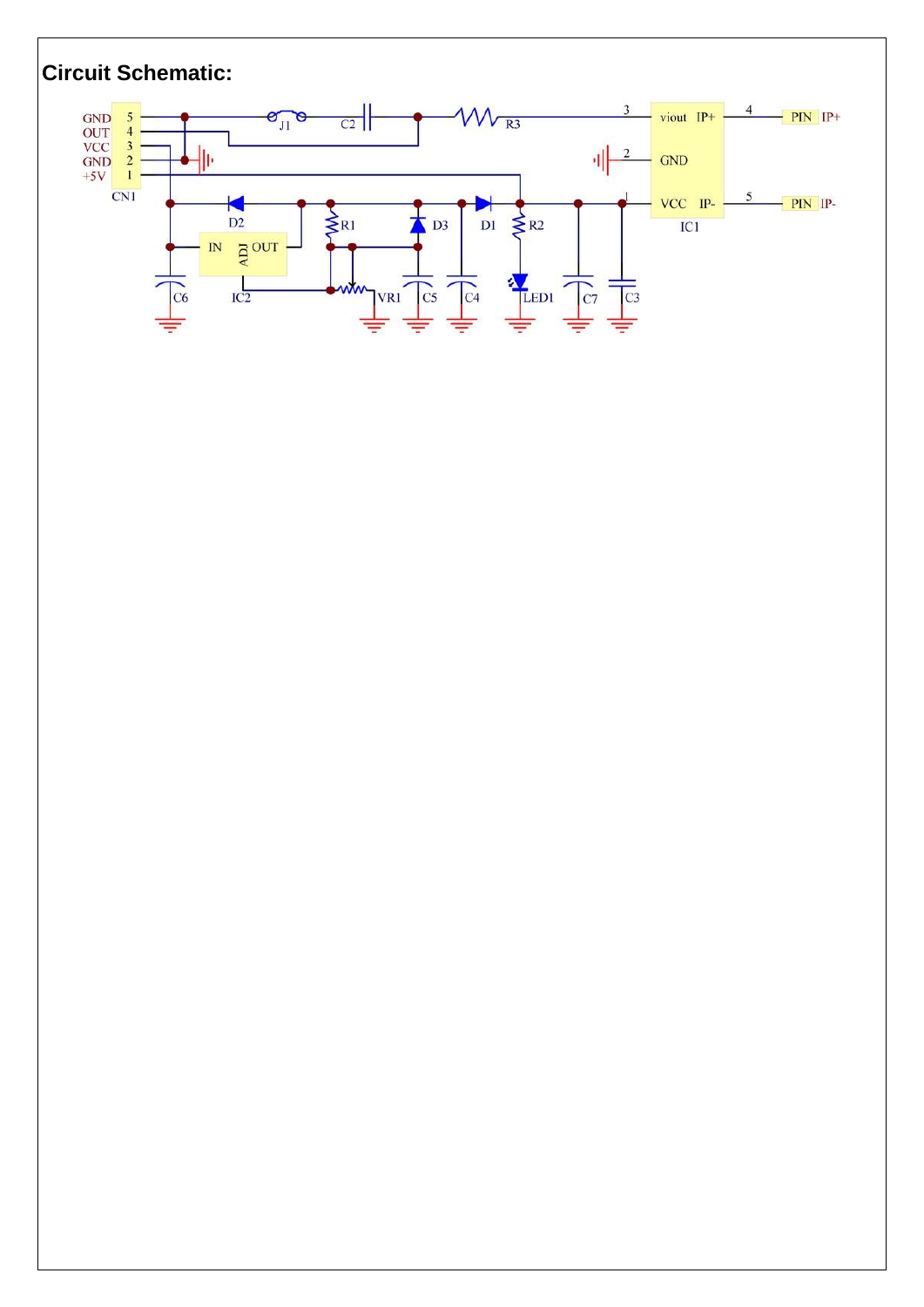**Circuit Schematic:**

GND 5
OUT 4
VCC 3
GND 2
+5V 1
CN1

J1
C2
R3
3
viout IP+
4
PIN IP+
2
GND
1
VCC IP-
5
PIN IP-
IC1

D2
R1
D3
D1
R2
IN
ADJ
OUT
IC2
VR1
C6
C5
C4
LED1
C7
C3